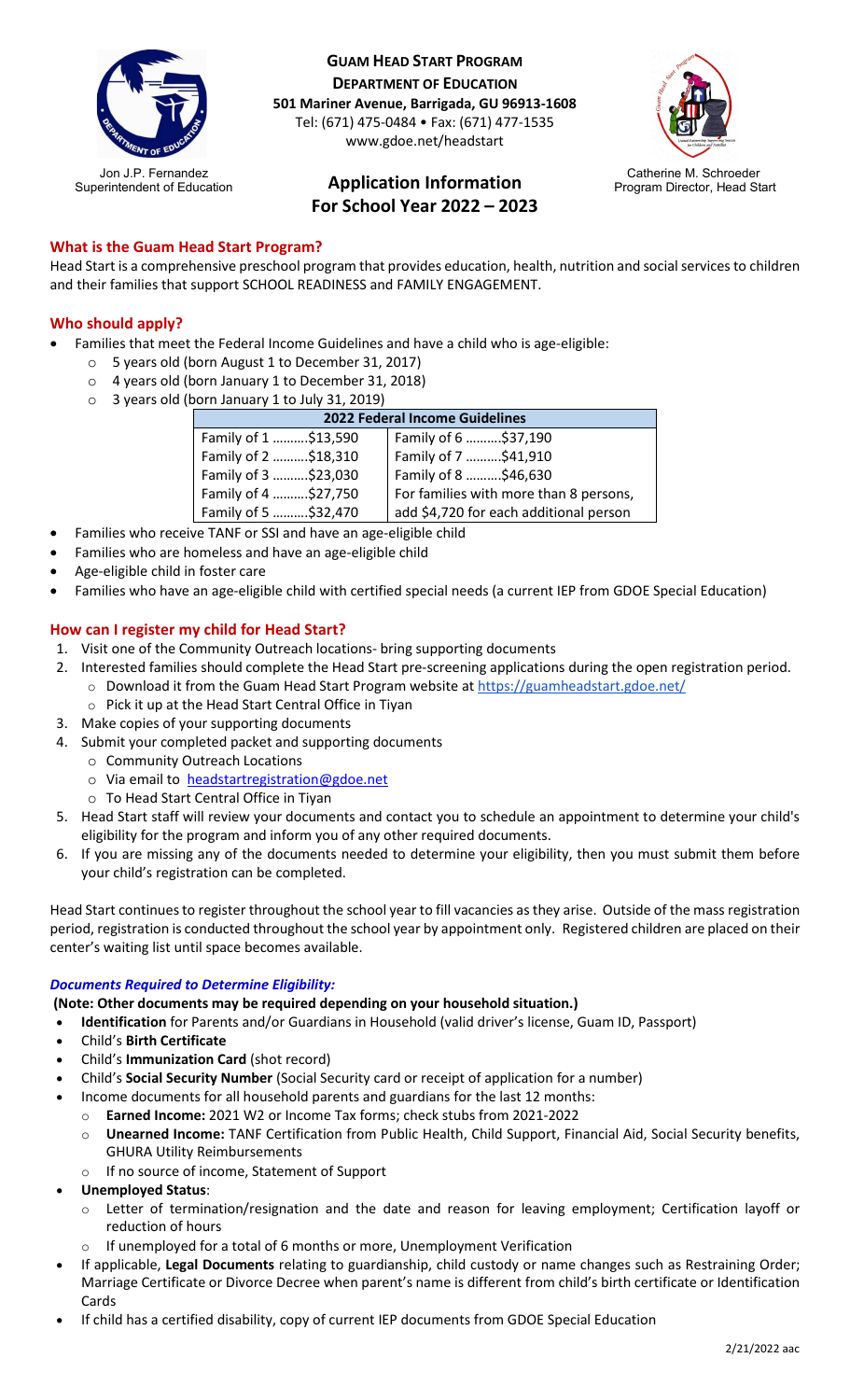**GUAM HEAD START PROGRAM**
**DEPARTMENT OF EDUCATION**
**501 Mariner Avenue, Barrigada, GU 96913-1608**
Tel: (671) 475-0484 • Fax: (671) 477-1535
www.gdoe.net/headstart

Jon J.P. Fernandez
Superintendent of Education

Catherine M. Schroeder
Program Director, Head Start

# Application Information For School Year 2022 – 2023

## What is the Guam Head Start Program?

Head Start is a comprehensive preschool program that provides education, health, nutrition and social services to children and their families that support SCHOOL READINESS and FAMILY ENGAGEMENT.

## Who should apply?

- Families that meet the Federal Income Guidelines and have a child who is age-eligible:
  - 5 years old (born August 1 to December 31, 2017)
  - 4 years old (born January 1 to December 31, 2018)
  - 3 years old (born January 1 to July 31, 2019)

| 2022 Federal Income Guidelines | |
|---|---|
| Family of 1 ..........$13,590 | Family of 6 ..........$37,190 |
| Family of 2 ..........$18,310 | Family of 7 ..........$41,910 |
| Family of 3 ..........$23,030 | Family of 8 ..........$46,630 |
| Family of 4 ..........$27,750 | For families with more than 8 persons, |
| Family of 5 ..........$32,470 | add $4,720 for each additional person |

- Families who receive TANF or SSI and have an age-eligible child
- Families who are homeless and have an age-eligible child
- Age-eligible child in foster care
- Families who have an age-eligible child with certified special needs (a current IEP from GDOE Special Education)

## How can I register my child for Head Start?

1. Visit one of the Community Outreach locations- bring supporting documents
2. Interested families should complete the Head Start pre-screening applications during the open registration period.
   - Download it from the Guam Head Start Program website at https://guamheadstart.gdoe.net/
   - Pick it up at the Head Start Central Office in Tiyan
3. Make copies of your supporting documents
4. Submit your completed packet and supporting documents
   - Community Outreach Locations
   - Via email to headstartregistration@gdoe.net
   - To Head Start Central Office in Tiyan
5. Head Start staff will review your documents and contact you to schedule an appointment to determine your child's eligibility for the program and inform you of any other required documents.
6. If you are missing any of the documents needed to determine your eligibility, then you must submit them before your child's registration can be completed.

Head Start continues to register throughout the school year to fill vacancies as they arise. Outside of the mass registration period, registration is conducted throughout the school year by appointment only. Registered children are placed on their center's waiting list until space becomes available.

### *Documents Required to Determine Eligibility:*

**(Note: Other documents may be required depending on your household situation.)**

- **Identification** for Parents and/or Guardians in Household (valid driver's license, Guam ID, Passport)
- Child's **Birth Certificate**
- Child's **Immunization Card** (shot record)
- Child's **Social Security Number** (Social Security card or receipt of application for a number)
- Income documents for all household parents and guardians for the last 12 months:
  - **Earned Income:** 2021 W2 or Income Tax forms; check stubs from 2021-2022
  - **Unearned Income:** TANF Certification from Public Health, Child Support, Financial Aid, Social Security benefits, GHURA Utility Reimbursements
  - If no source of income, Statement of Support
- **Unemployed Status**:
  - Letter of termination/resignation and the date and reason for leaving employment; Certification layoff or reduction of hours
  - If unemployed for a total of 6 months or more, Unemployment Verification
- If applicable, **Legal Documents** relating to guardianship, child custody or name changes such as Restraining Order; Marriage Certificate or Divorce Decree when parent's name is different from child's birth certificate or Identification Cards
- If child has a certified disability, copy of current IEP documents from GDOE Special Education

2/21/2022 aac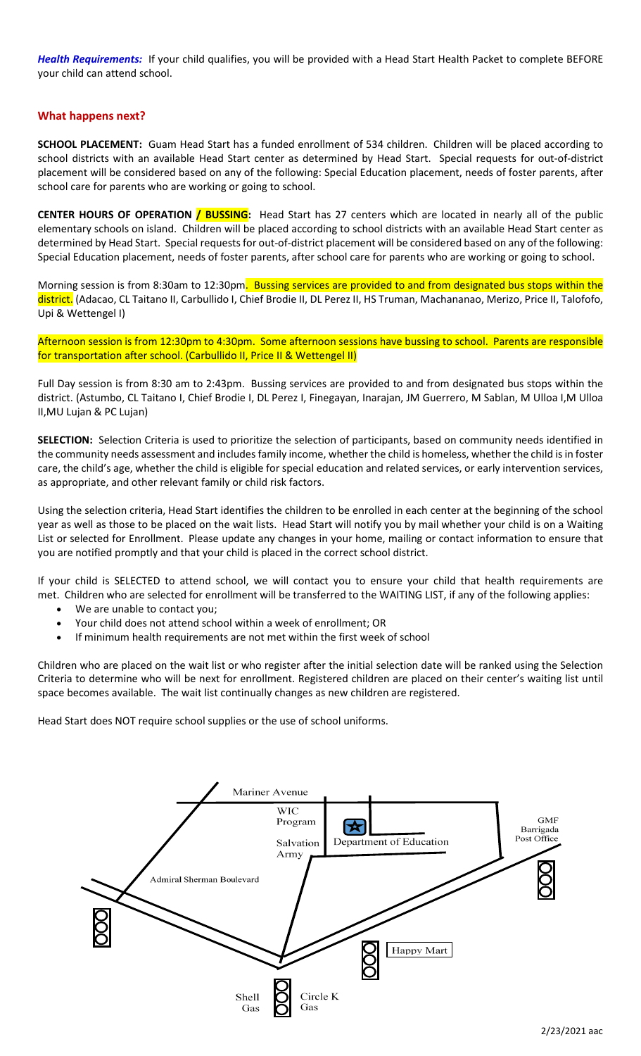***Health Requirements:*** If your child qualifies, you will be provided with a Head Start Health Packet to complete BEFORE your child can attend school.

### What happens next?

**SCHOOL PLACEMENT:** Guam Head Start has a funded enrollment of 534 children. Children will be placed according to school districts with an available Head Start center as determined by Head Start. Special requests for out-of-district placement will be considered based on any of the following: Special Education placement, needs of foster parents, after school care for parents who are working or going to school.

**CENTER HOURS OF OPERATION / BUSSING:** Head Start has 27 centers which are located in nearly all of the public elementary schools on island. Children will be placed according to school districts with an available Head Start center as determined by Head Start. Special requests for out-of-district placement will be considered based on any of the following: Special Education placement, needs of foster parents, after school care for parents who are working or going to school.

Morning session is from 8:30am to 12:30pm. Bussing services are provided to and from designated bus stops within the district. (Adacao, CL Taitano II, Carbullido I, Chief Brodie II, DL Perez II, HS Truman, Machananao, Merizo, Price II, Talofofo, Upi & Wettengel I)

Afternoon session is from 12:30pm to 4:30pm. Some afternoon sessions have bussing to school. Parents are responsible for transportation after school. (Carbullido II, Price II & Wettengel II)

Full Day session is from 8:30 am to 2:43pm. Bussing services are provided to and from designated bus stops within the district. (Astumbo, CL Taitano I, Chief Brodie I, DL Perez I, Finegayan, Inarajan, JM Guerrero, M Sablan, M Ulloa I,M Ulloa II,MU Lujan & PC Lujan)

**SELECTION:** Selection Criteria is used to prioritize the selection of participants, based on community needs identified in the community needs assessment and includes family income, whether the child is homeless, whether the child is in foster care, the child's age, whether the child is eligible for special education and related services, or early intervention services, as appropriate, and other relevant family or child risk factors.

Using the selection criteria, Head Start identifies the children to be enrolled in each center at the beginning of the school year as well as those to be placed on the wait lists. Head Start will notify you by mail whether your child is on a Waiting List or selected for Enrollment. Please update any changes in your home, mailing or contact information to ensure that you are notified promptly and that your child is placed in the correct school district.

If your child is SELECTED to attend school, we will contact you to ensure your child that health requirements are met. Children who are selected for enrollment will be transferred to the WAITING LIST, if any of the following applies:

- We are unable to contact you;
- Your child does not attend school within a week of enrollment; OR
- If minimum health requirements are not met within the first week of school

Children who are placed on the wait list or who register after the initial selection date will be ranked using the Selection Criteria to determine who will be next for enrollment. Registered children are placed on their center's waiting list until space becomes available. The wait list continually changes as new children are registered.

Head Start does NOT require school supplies or the use of school uniforms.

Mariner Avenue
WIC Program
Salvation Army
Department of Education
GMF Barrigada Post Office
Admiral Sherman Boulevard
Happy Mart
Shell Gas
Circle K Gas

2/23/2021 aac